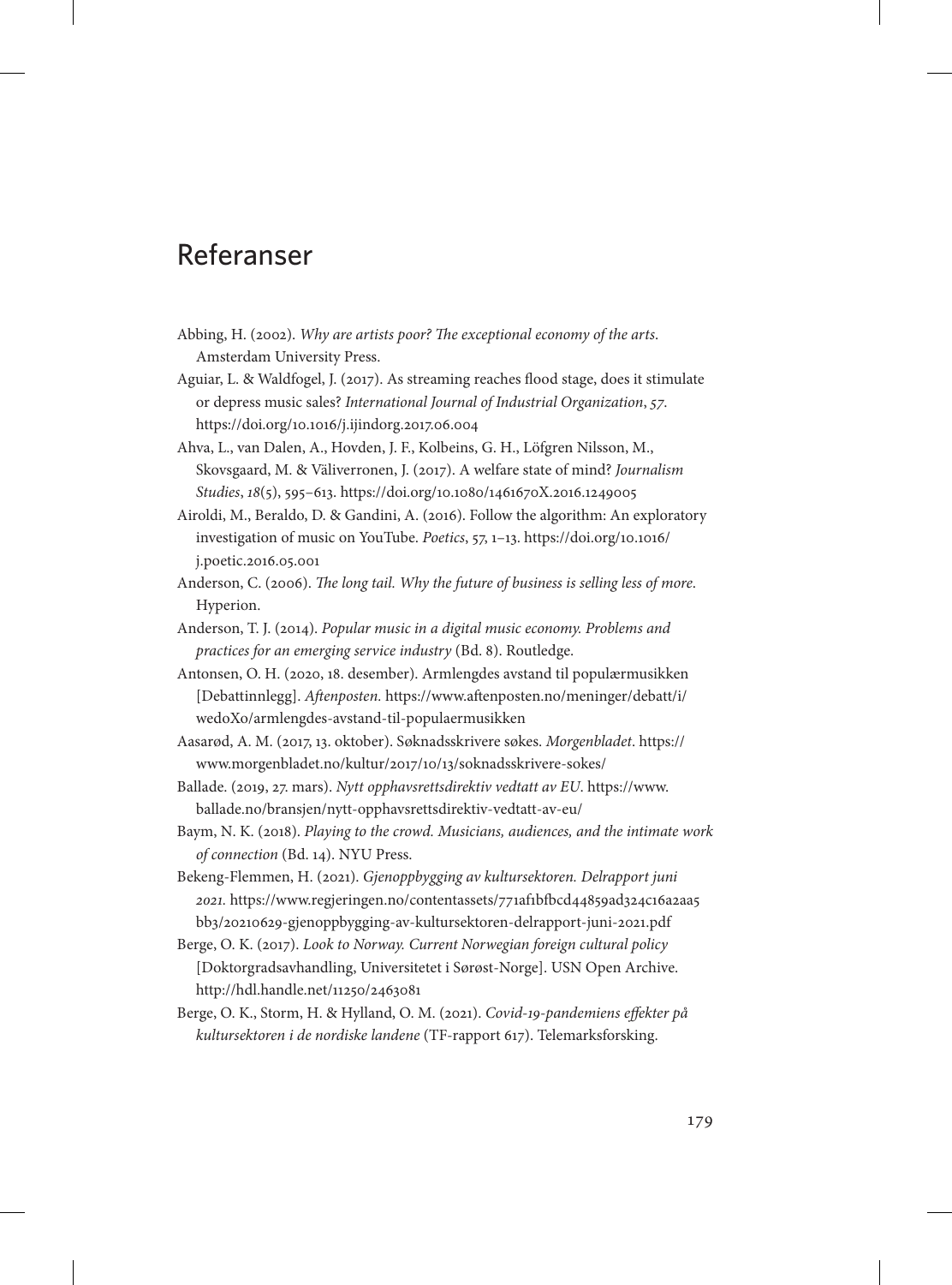# Referanser

Abbing, H. (2002). *Why are artists poor? The exceptional economy of the arts*. Amsterdam University Press.

Aguiar, L. & Waldfogel, J. (2017). As streaming reaches flood stage, does it stimulate or depress music sales? *International Journal of Industrial Organization*, *57*. https://doi.org/10.1016/j.ijindorg.2017.06.004

Ahva, L., van Dalen, A., Hovden, J. F., Kolbeins, G. H., Löfgren Nilsson, M., Skovsgaard, M. & Väliverronen, J. (2017). A welfare state of mind? *Journalism Studies*, *18*(5), 595–613. https://doi.org/10.1080/1461670X.2016.1249005

Airoldi, M., Beraldo, D. & Gandini, A. (2016). Follow the algorithm: An exploratory investigation of music on YouTube. *Poetics*, 57, 1–13. https://doi.org/10.1016/j.poetic.2016.05.001

Anderson, C. (2006). *The long tail. Why the future of business is selling less of more*. Hyperion.

Anderson, T. J. (2014). *Popular music in a digital music economy. Problems and practices for an emerging service industry* (Bd. 8). Routledge.

Antonsen, O. H. (2020, 18. desember). Armlengdes avstand til populærmusikken [Debattinnlegg]. *Aftenposten*. https://www.aftenposten.no/meninger/debatt/i/wedoXo/armlengdes-avstand-til-populaermusikken

Aasarød, A. M. (2017, 13. oktober). Søknadsskrivere søkes. *Morgenbladet*. https://www.morgenbladet.no/kultur/2017/10/13/soknadsskrivere-sokes/

Ballade. (2019, 27. mars). *Nytt opphavsrettsdirektiv vedtatt av EU*. https://www.ballade.no/bransjen/nytt-opphavsrettsdirektiv-vedtatt-av-eu/

Baym, N. K. (2018). *Playing to the crowd. Musicians, audiences, and the intimate work of connection* (Bd. 14). NYU Press.

Bekeng-Flemmen, H. (2021). *Gjenoppbygging av kultursektoren. Delrapport juni 2021*. https://www.regjeringen.no/contentassets/771af1bfbcd44859ad324c16a2aa5bb3/20210629-gjenoppbygging-av-kultursektoren-delrapport-juni-2021.pdf

Berge, O. K. (2017). *Look to Norway. Current Norwegian foreign cultural policy* [Doktorgradsavhandling, Universitetet i Sørøst-Norge]. USN Open Archive. http://hdl.handle.net/11250/2463081

Berge, O. K., Storm, H. & Hylland, O. M. (2021). *Covid-19-pandemiens effekter på kultursektoren i de nordiske landene* (TF-rapport 617). Telemarksforsking.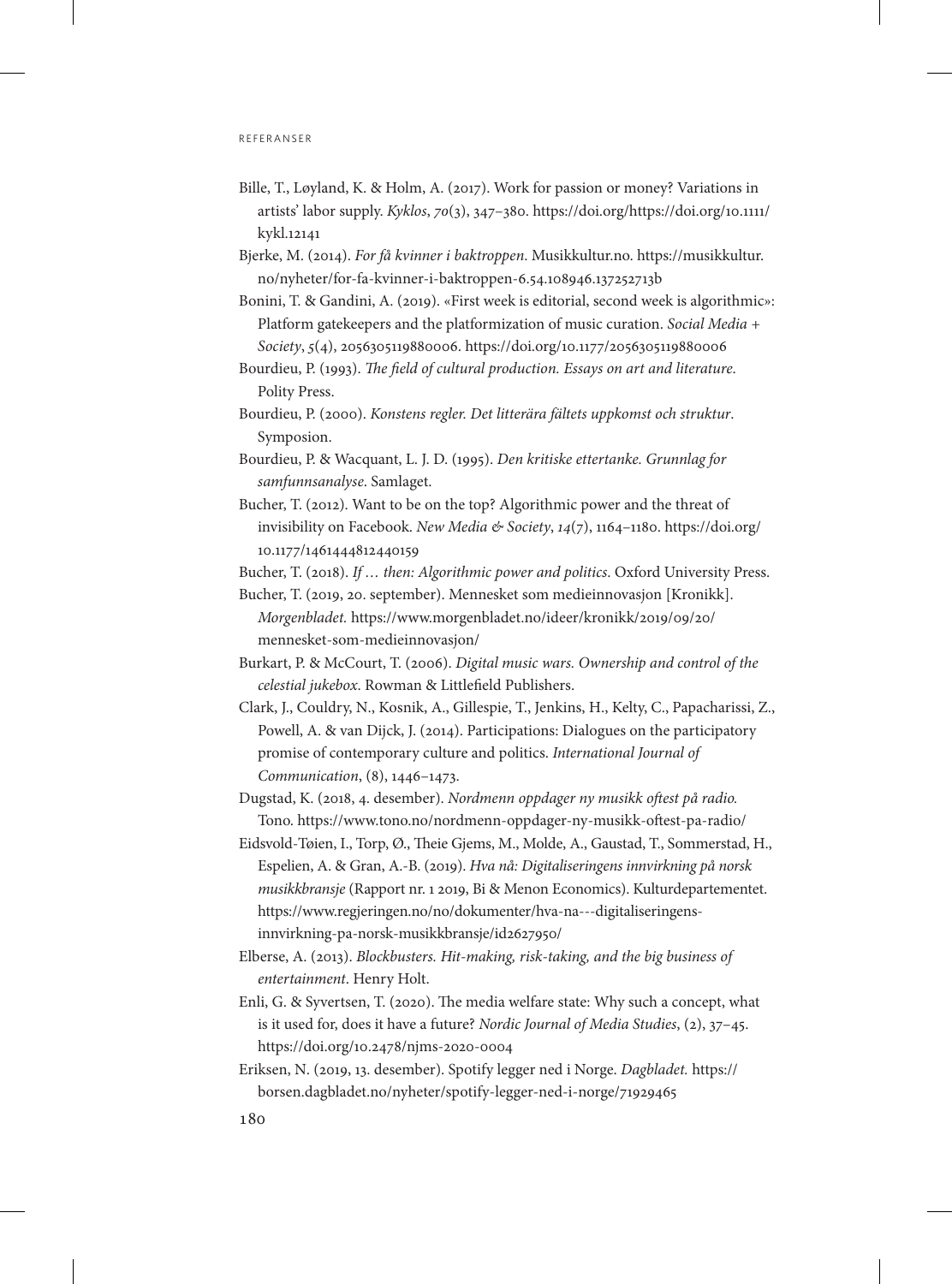Bille, T., Løyland, K. & Holm, A. (2017). Work for passion or money? Variations in artists' labor supply. *Kyklos*, *70*(3), 347–380. https://doi.org/https://doi.org/10.1111/kykl.12141

Bjerke, M. (2014). *For få kvinner i baktroppen*. Musikkultur.no. https://musikkultur.no/nyheter/for-fa-kvinner-i-baktroppen-6.54.108946.137252713b

Bonini, T. & Gandini, A. (2019). «First week is editorial, second week is algorithmic»: Platform gatekeepers and the platformization of music curation. *Social Media + Society*, *5*(4), 2056305119880006. https://doi.org/10.1177/2056305119880006

Bourdieu, P. (1993). *The field of cultural production. Essays on art and literature*. Polity Press.

Bourdieu, P. (2000). *Konstens regler. Det litterära fältets uppkomst och struktur*. Symposion.

Bourdieu, P. & Wacquant, L. J. D. (1995). *Den kritiske ettertanke. Grunnlag for samfunnsanalyse*. Samlaget.

Bucher, T. (2012). Want to be on the top? Algorithmic power and the threat of invisibility on Facebook. *New Media & Society*, *14*(7), 1164–1180. https://doi.org/10.1177/1461444812440159

Bucher, T. (2018). *If … then: Algorithmic power and politics*. Oxford University Press.

Bucher, T. (2019, 20. september). Mennesket som medieinnovasjon [Kronikk]. *Morgenbladet.* https://www.morgenbladet.no/ideer/kronikk/2019/09/20/mennesket-som-medieinnovasjon/

Burkart, P. & McCourt, T. (2006). *Digital music wars. Ownership and control of the celestial jukebox*. Rowman & Littlefield Publishers.

Clark, J., Couldry, N., Kosnik, A., Gillespie, T., Jenkins, H., Kelty, C., Papacharissi, Z., Powell, A. & van Dijck, J. (2014). Participations: Dialogues on the participatory promise of contemporary culture and politics. *International Journal of Communication*, (8), 1446–1473.

Dugstad, K. (2018, 4. desember). *Nordmenn oppdager ny musikk oftest på radio.* Tono. https://www.tono.no/nordmenn-oppdager-ny-musikk-oftest-pa-radio/

Eidsvold-Tøien, I., Torp, Ø., Theie Gjems, M., Molde, A., Gaustad, T., Sommerstad, H., Espelien, A. & Gran, A.-B. (2019). *Hva nå: Digitaliseringens innvirkning på norsk musikkbransje* (Rapport nr. 1 2019, Bi & Menon Economics). Kulturdepartementet. https://www.regjeringen.no/no/dokumenter/hva-na---digitaliseringens-innvirkning-pa-norsk-musikkbransje/id2627950/

Elberse, A. (2013). *Blockbusters. Hit-making, risk-taking, and the big business of entertainment*. Henry Holt.

Enli, G. & Syvertsen, T. (2020). The media welfare state: Why such a concept, what is it used for, does it have a future? *Nordic Journal of Media Studies*, (2), 37–45. https://doi.org/10.2478/njms-2020-0004

Eriksen, N. (2019, 13. desember). Spotify legger ned i Norge. *Dagbladet.* https://borsen.dagbladet.no/nyheter/spotify-legger-ned-i-norge/71929465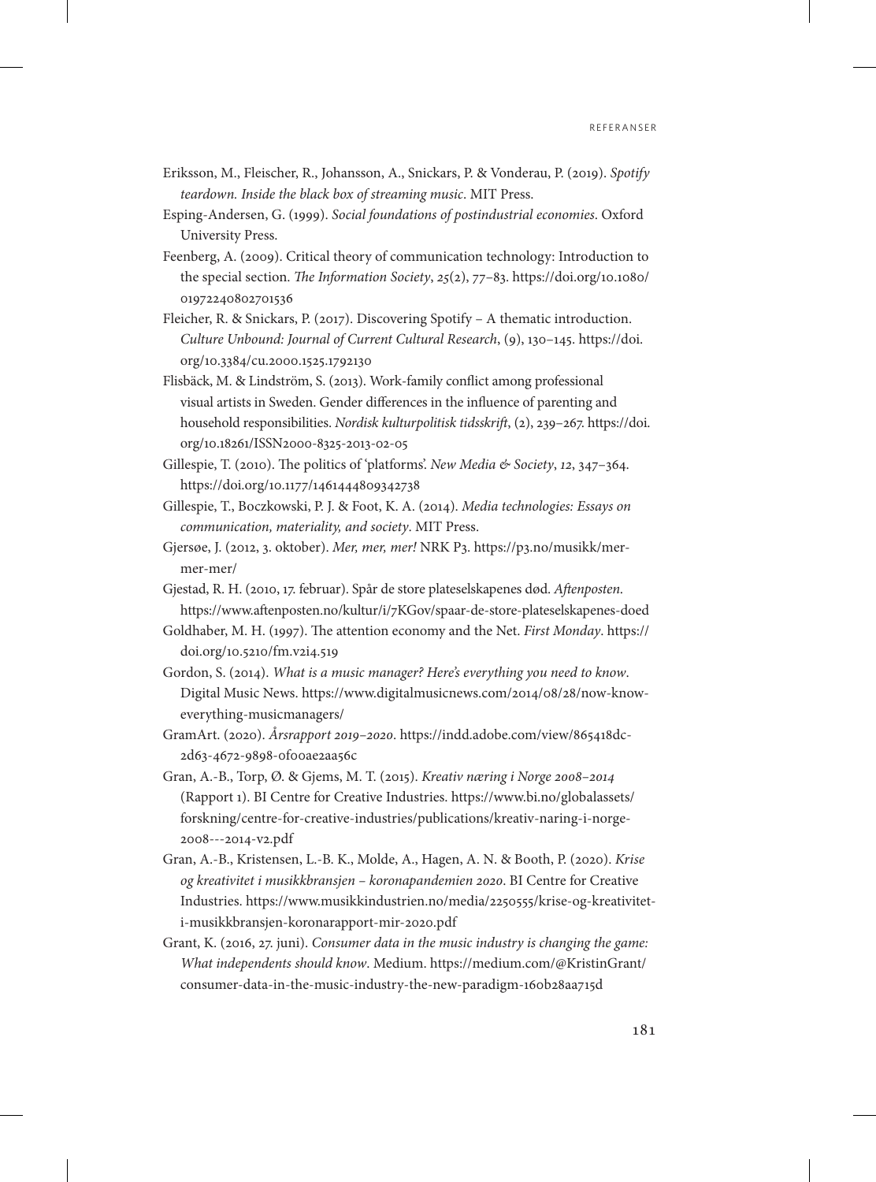Eriksson, M., Fleischer, R., Johansson, A., Snickars, P. & Vonderau, P. (2019). *Spotify teardown. Inside the black box of streaming music*. MIT Press.

Esping-Andersen, G. (1999). *Social foundations of postindustrial economies*. Oxford University Press.

Feenberg, A. (2009). Critical theory of communication technology: Introduction to the special section. *The Information Society*, *25*(2), 77–83. https://doi.org/10.1080/01972240802701536

Fleicher, R. & Snickars, P. (2017). Discovering Spotify – A thematic introduction. *Culture Unbound: Journal of Current Cultural Research*, (9), 130–145. https://doi.org/10.3384/cu.2000.1525.1792130

Flisbäck, M. & Lindström, S. (2013). Work-family conflict among professional visual artists in Sweden. Gender differences in the influence of parenting and household responsibilities. *Nordisk kulturpolitisk tidsskrift*, (2), 239–267. https://doi.org/10.18261/ISSN2000-8325-2013-02-05

Gillespie, T. (2010). The politics of 'platforms'. *New Media & Society*, *12*, 347–364. https://doi.org/10.1177/1461444809342738

Gillespie, T., Boczkowski, P. J. & Foot, K. A. (2014). *Media technologies: Essays on communication, materiality, and society*. MIT Press.

Gjersøe, J. (2012, 3. oktober). *Mer, mer, mer!* NRK P3. https://p3.no/musikk/mer-mer-mer/

Gjestad, R. H. (2010, 17. februar). Spår de store plateselskapenes død. *Aftenposten*. https://www.aftenposten.no/kultur/i/7KGov/spaar-de-store-plateselskapenes-doed

Goldhaber, M. H. (1997). The attention economy and the Net. *First Monday*. https://doi.org/10.5210/fm.v2i4.519

Gordon, S. (2014). *What is a music manager? Here's everything you need to know*. Digital Music News. https://www.digitalmusicnews.com/2014/08/28/now-know-everything-musicmanagers/

GramArt. (2020). *Årsrapport 2019–2020*. https://indd.adobe.com/view/865418dc-2d63-4672-9898-0f00ae2aa56c

Gran, A.-B., Torp, Ø. & Gjems, M. T. (2015). *Kreativ næring i Norge 2008–2014* (Rapport 1). BI Centre for Creative Industries. https://www.bi.no/globalassets/forskning/centre-for-creative-industries/publications/kreativ-naring-i-norge-2008---2014-v2.pdf

Gran, A.-B., Kristensen, L.-B. K., Molde, A., Hagen, A. N. & Booth, P. (2020). *Krise og kreativitet i musikkbransjen – koronapandemien 2020*. BI Centre for Creative Industries. https://www.musikkindustrien.no/media/2250555/krise-og-kreativitet-i-musikkbransjen-koronarapport-mir-2020.pdf

Grant, K. (2016, 27. juni). *Consumer data in the music industry is changing the game: What independents should know*. Medium. https://medium.com/@KristinGrant/consumer-data-in-the-music-industry-the-new-paradigm-160b28aa715d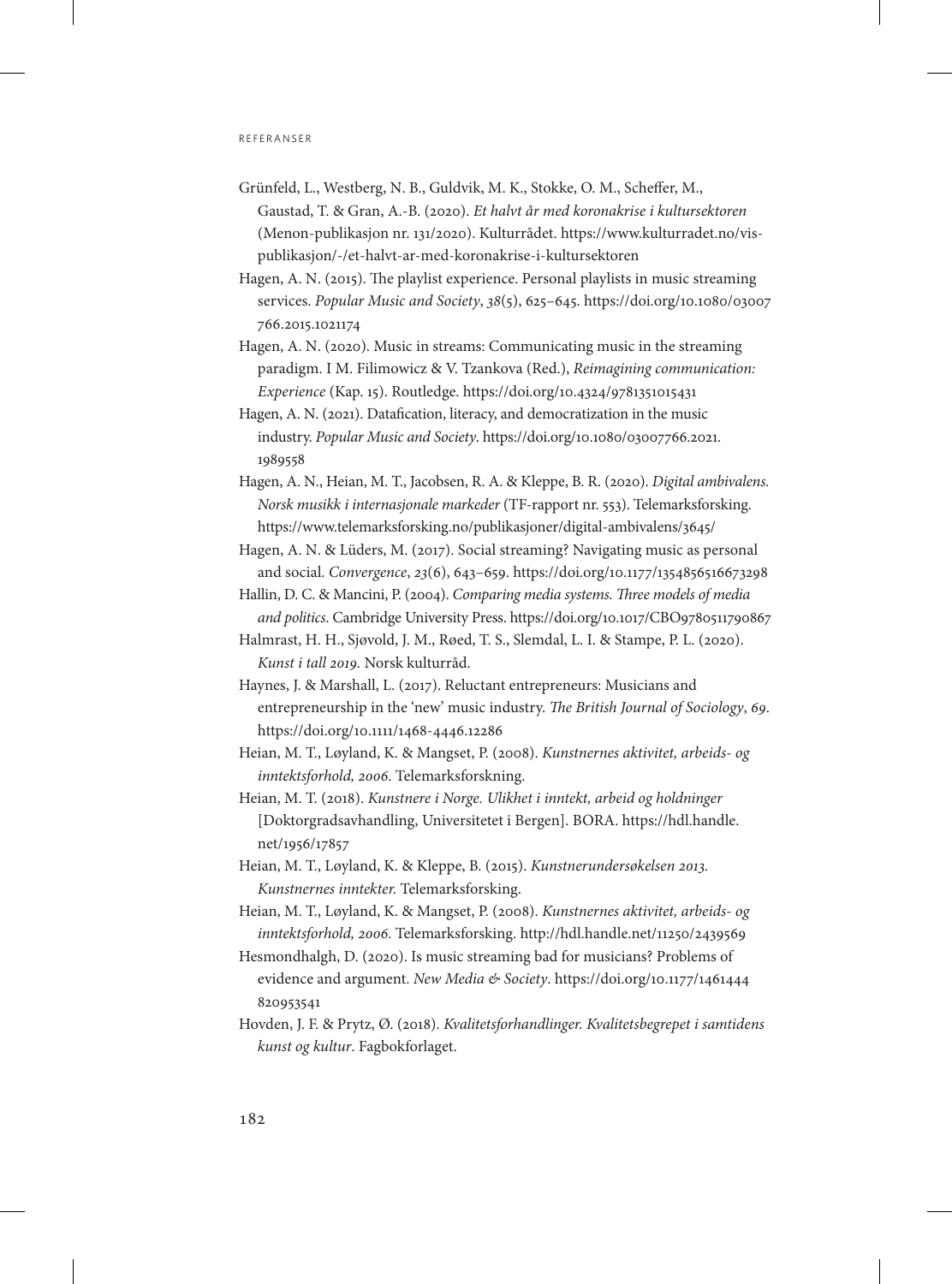Grünfeld, L., Westberg, N. B., Guldvik, M. K., Stokke, O. M., Scheffer, M., Gaustad, T. & Gran, A.-B. (2020). *Et halvt år med koronakrise i kultursektoren* (Menon-publikasjon nr. 131/2020). Kulturrådet. https://www.kulturradet.no/vis-publikasjon/-/et-halvt-ar-med-koronakrise-i-kultursektoren

Hagen, A. N. (2015). The playlist experience. Personal playlists in music streaming services. *Popular Music and Society*, *38*(5), 625–645. https://doi.org/10.1080/03007766.2015.1021174

Hagen, A. N. (2020). Music in streams: Communicating music in the streaming paradigm. I M. Filimowicz & V. Tzankova (Red.), *Reimagining communication: Experience* (Kap. 15). Routledge. https://doi.org/10.4324/9781351015431

Hagen, A. N. (2021). Datafication, literacy, and democratization in the music industry. *Popular Music and Society*. https://doi.org/10.1080/03007766.2021.1989558

Hagen, A. N., Heian, M. T., Jacobsen, R. A. & Kleppe, B. R. (2020). *Digital ambivalens. Norsk musikk i internasjonale markeder* (TF-rapport nr. 553). Telemarksforsking. https://www.telemarksforsking.no/publikasjoner/digital-ambivalens/3645/

Hagen, A. N. & Lüders, M. (2017). Social streaming? Navigating music as personal and social. *Convergence*, *23*(6), 643–659. https://doi.org/10.1177/1354856516673298

Hallin, D. C. & Mancini, P. (2004). *Comparing media systems. Three models of media and politics*. Cambridge University Press. https://doi.org/10.1017/CBO9780511790867

Halmrast, H. H., Sjøvold, J. M., Røed, T. S., Slemdal, L. I. & Stampe, P. L. (2020). *Kunst i tall 2019*. Norsk kulturråd.

Haynes, J. & Marshall, L. (2017). Reluctant entrepreneurs: Musicians and entrepreneurship in the 'new' music industry. *The British Journal of Sociology*, *69*. https://doi.org/10.1111/1468-4446.12286

Heian, M. T., Løyland, K. & Mangset, P. (2008). *Kunstnernes aktivitet, arbeids- og inntektsforhold, 2006*. Telemarksforskning.

Heian, M. T. (2018). *Kunstnere i Norge. Ulikhet i inntekt, arbeid og holdninger* [Doktorgradsavhandling, Universitetet i Bergen]. BORA. https://hdl.handle.net/1956/17857

Heian, M. T., Løyland, K. & Kleppe, B. (2015). *Kunstnerundersøkelsen 2013. Kunstnernes inntekter.* Telemarksforsking.

Heian, M. T., Løyland, K. & Mangset, P. (2008). *Kunstnernes aktivitet, arbeids- og inntektsforhold, 2006*. Telemarksforsking. http://hdl.handle.net/11250/2439569

Hesmondhalgh, D. (2020). Is music streaming bad for musicians? Problems of evidence and argument. *New Media & Society*. https://doi.org/10.1177/1461444820953541

Hovden, J. F. & Prytz, Ø. (2018). *Kvalitetsforhandlinger. Kvalitetsbegrepet i samtidens kunst og kultur*. Fagbokforlaget.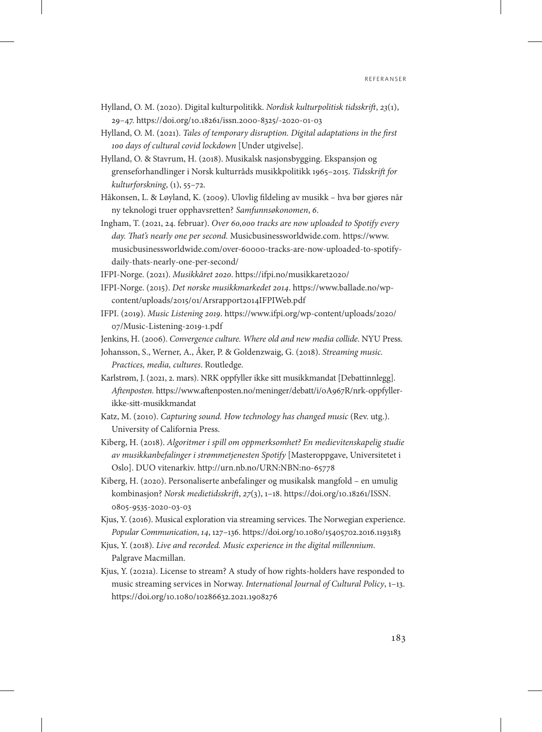Hylland, O. M. (2020). Digital kulturpolitikk. *Nordisk kulturpolitisk tidsskrift*, *23*(1), 29–47. https://doi.org/10.18261/issn.2000-8325/-2020-01-03

Hylland, O. M. (2021). *Tales of temporary disruption. Digital adaptations in the first 100 days of cultural covid lockdown* [Under utgivelse].

Hylland, O. & Stavrum, H. (2018). Musikalsk nasjonsbygging. Ekspansjon og grenseforhandlinger i Norsk kulturråds musikkpolitikk 1965–2015. *Tidsskrift for kulturforskning*, (1), 55–72.

Håkonsen, L. & Løyland, K. (2009). Ulovlig fildeling av musikk – hva bør gjøres når ny teknologi truer opphavsretten? *Samfunnsøkonomen*, *6*.

Ingham, T. (2021, 24. februar). *Over 60,000 tracks are now uploaded to Spotify every day. That's nearly one per second.* Musicbusinessworldwide.com. https://www.musicbusinessworldwide.com/over-60000-tracks-are-now-uploaded-to-spotify-daily-thats-nearly-one-per-second/

IFPI-Norge. (2021). *Musikkåret 2020*. https://ifpi.no/musikkaret2020/

IFPI-Norge. (2015). *Det norske musikkmarkedet 2014*. https://www.ballade.no/wp-content/uploads/2015/01/Arsrapport2014IFPIWeb.pdf

IFPI. (2019). *Music Listening 2019*. https://www.ifpi.org/wp-content/uploads/2020/07/Music-Listening-2019-1.pdf

Jenkins, H. (2006). *Convergence culture. Where old and new media collide*. NYU Press.

Johansson, S., Werner, A., Åker, P. & Goldenzwaig, G. (2018). *Streaming music. Practices, media, cultures*. Routledge.

Karlstrøm, J. (2021, 2. mars). NRK oppfyller ikke sitt musikkmandat [Debattinnlegg]. *Aftenposten*. https://www.aftenposten.no/meninger/debatt/i/0A967R/nrk-oppfyller-ikke-sitt-musikkmandat

Katz, M. (2010). *Capturing sound. How technology has changed music* (Rev. utg.). University of California Press.

Kiberg, H. (2018). *Algoritmer i spill om oppmerksomhet? En medievitenskapelig studie av musikkanbefalinger i strømmetjenesten Spotify* [Masteroppgave, Universitetet i Oslo]. DUO vitenarkiv. http://urn.nb.no/URN:NBN:no-65778

Kiberg, H. (2020). Personaliserte anbefalinger og musikalsk mangfold – en umulig kombinasjon? *Norsk medietidsskrift*, *27*(3), 1–18. https://doi.org/10.18261/ISSN.0805-9535-2020-03-03

Kjus, Y. (2016). Musical exploration via streaming services. The Norwegian experience. *Popular Communication*, *14*, 127–136. https://doi.org/10.1080/15405702.2016.1193183

Kjus, Y. (2018). *Live and recorded. Music experience in the digital millennium*. Palgrave Macmillan.

Kjus, Y. (2021a). License to stream? A study of how rights-holders have responded to music streaming services in Norway. *International Journal of Cultural Policy*, 1–13. https://doi.org/10.1080/10286632.2021.1908276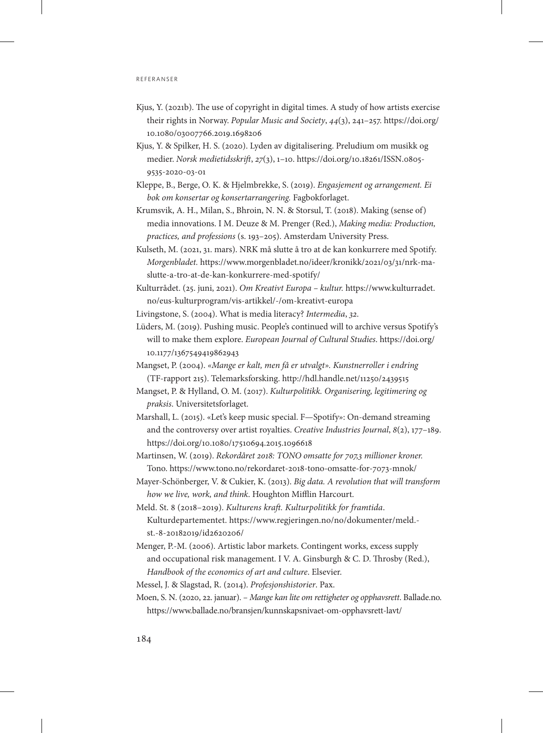Kjus, Y. (2021b). The use of copyright in digital times. A study of how artists exercise their rights in Norway. *Popular Music and Society*, *44*(3), 241–257. https://doi.org/10.1080/03007766.2019.1698206

Kjus, Y. & Spilker, H. S. (2020). Lyden av digitalisering. Preludium om musikk og medier. *Norsk medietidsskrift*, *27*(3), 1–10. https://doi.org/10.18261/ISSN.0805-9535-2020-03-01

Kleppe, B., Berge, O. K. & Hjelmbrekke, S. (2019). *Engasjement og arrangement. Ei bok om konsertar og konsertarrangering.* Fagbokforlaget.

Krumsvik, A. H., Milan, S., Bhroin, N. N. & Storsul, T. (2018). Making (sense of) media innovations. I M. Deuze & M. Prenger (Red.), *Making media: Production, practices, and professions* (s. 193–205). Amsterdam University Press.

Kulseth, M. (2021, 31. mars). NRK må slutte å tro at de kan konkurrere med Spotify. *Morgenbladet.* https://www.morgenbladet.no/ideer/kronikk/2021/03/31/nrk-ma-slutte-a-tro-at-de-kan-konkurrere-med-spotify/

Kulturrådet. (25. juni, 2021). *Om Kreativt Europa – kultur.* https://www.kulturradet.no/eus-kulturprogram/vis-artikkel/-/om-kreativt-europa

Livingstone, S. (2004). What is media literacy? *Intermedia*, *32*.

Lüders, M. (2019). Pushing music. People's continued will to archive versus Spotify's will to make them explore. *European Journal of Cultural Studies*. https://doi.org/10.1177/1367549419862943

Mangset, P. (2004). *«Mange er kalt, men få er utvalgt». Kunstnerroller i endring* (TF-rapport 215). Telemarksforsking. http://hdl.handle.net/11250/2439515

Mangset, P. & Hylland, O. M. (2017). *Kulturpolitikk. Organisering, legitimering og praksis*. Universitetsforlaget.

Marshall, L. (2015). «Let's keep music special. F—Spotify»: On-demand streaming and the controversy over artist royalties. *Creative Industries Journal*, *8*(2), 177–189. https://doi.org/10.1080/17510694.2015.1096618

Martinsen, W. (2019). *Rekordåret 2018: TONO omsatte for 707,3 millioner kroner.* Tono. https://www.tono.no/rekordaret-2018-tono-omsatte-for-7073-mnok/

Mayer-Schönberger, V. & Cukier, K. (2013). *Big data. A revolution that will transform how we live, work, and think*. Houghton Mifflin Harcourt.

Meld. St. 8 (2018–2019). *Kulturens kraft. Kulturpolitikk for framtida*. Kulturdepartementet. https://www.regjeringen.no/no/dokumenter/meld.-st.-8-20182019/id2620206/

Menger, P.-M. (2006). Artistic labor markets. Contingent works, excess supply and occupational risk management. I V. A. Ginsburgh & C. D. Throsby (Red.), *Handbook of the economics of art and culture*. Elsevier.

Messel, J. & Slagstad, R. (2014). *Profesjonshistorier*. Pax.

Moen, S. N. (2020, 22. januar). – *Mange kan lite om rettigheter og opphavsrett*. Ballade.no. https://www.ballade.no/bransjen/kunnskapsnivaet-om-opphavsrett-lavt/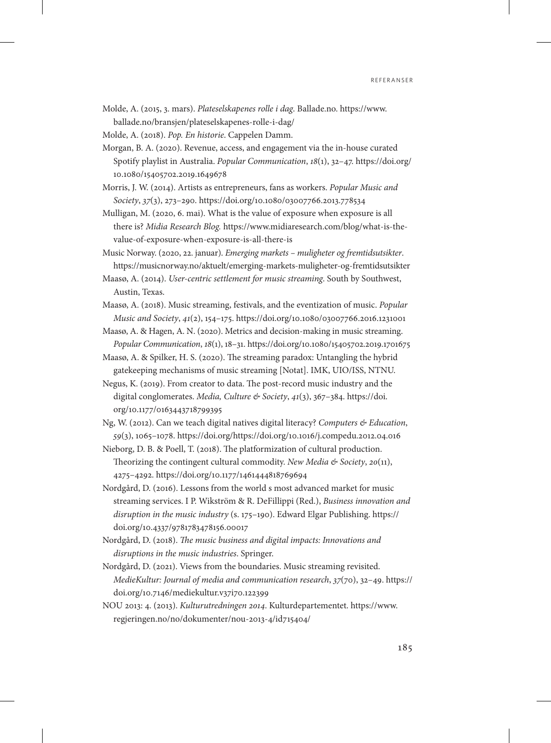Molde, A. (2015, 3. mars). *Plateselskapenes rolle i dag*. Ballade.no. https://www.ballade.no/bransjen/plateselskapenes-rolle-i-dag/

Molde, A. (2018). *Pop. En historie*. Cappelen Damm.

Morgan, B. A. (2020). Revenue, access, and engagement via the in-house curated Spotify playlist in Australia. *Popular Communication*, *18*(1), 32–47. https://doi.org/10.1080/15405702.2019.1649678

Morris, J. W. (2014). Artists as entrepreneurs, fans as workers. *Popular Music and Society*, *37*(3), 273–290. https://doi.org/10.1080/03007766.2013.778534

Mulligan, M. (2020, 6. mai). What is the value of exposure when exposure is all there is? *Midia Research Blog.* https://www.midiaresearch.com/blog/what-is-the-value-of-exposure-when-exposure-is-all-there-is

Music Norway. (2020, 22. januar). *Emerging markets – muligheter og fremtidsutsikter*. https://musicnorway.no/aktuelt/emerging-markets-muligheter-og-fremtidsutsikter

Maasø, A. (2014). *User-centric settlement for music streaming*. South by Southwest, Austin, Texas.

Maasø, A. (2018). Music streaming, festivals, and the eventization of music. *Popular Music and Society*, *41*(2), 154–175. https://doi.org/10.1080/03007766.2016.1231001

Maasø, A. & Hagen, A. N. (2020). Metrics and decision-making in music streaming. *Popular Communication*, *18*(1), 18–31. https://doi.org/10.1080/15405702.2019.1701675

Maasø, A. & Spilker, H. S. (2020). The streaming paradox: Untangling the hybrid gatekeeping mechanisms of music streaming [Notat]. IMK, UIO/ISS, NTNU.

Negus, K. (2019). From creator to data. The post-record music industry and the digital conglomerates. *Media, Culture & Society*, *41*(3), 367–384. https://doi.org/10.1177/0163443718799395

Ng, W. (2012). Can we teach digital natives digital literacy? *Computers & Education*, *59*(3), 1065–1078. https://doi.org/https://doi.org/10.1016/j.compedu.2012.04.016

Nieborg, D. B. & Poell, T. (2018). The platformization of cultural production. Theorizing the contingent cultural commodity. *New Media & Society*, *20*(11), 4275–4292. https://doi.org/10.1177/1461444818769694

Nordgård, D. (2016). Lessons from the world s most advanced market for music streaming services. I P. Wikström & R. DeFillippi (Red.), *Business innovation and disruption in the music industry* (s. 175–190). Edward Elgar Publishing. https://doi.org/10.4337/9781783478156.00017

Nordgård, D. (2018). *The music business and digital impacts: Innovations and disruptions in the music industries*. Springer.

Nordgård, D. (2021). Views from the boundaries. Music streaming revisited. *MedieKultur: Journal of media and communication research*, *37*(70), 32–49. https://doi.org/10.7146/mediekultur.v37i70.122399

NOU 2013: 4. (2013). *Kulturutredningen 2014*. Kulturdepartementet. https://www.regjeringen.no/no/dokumenter/nou-2013-4/id715404/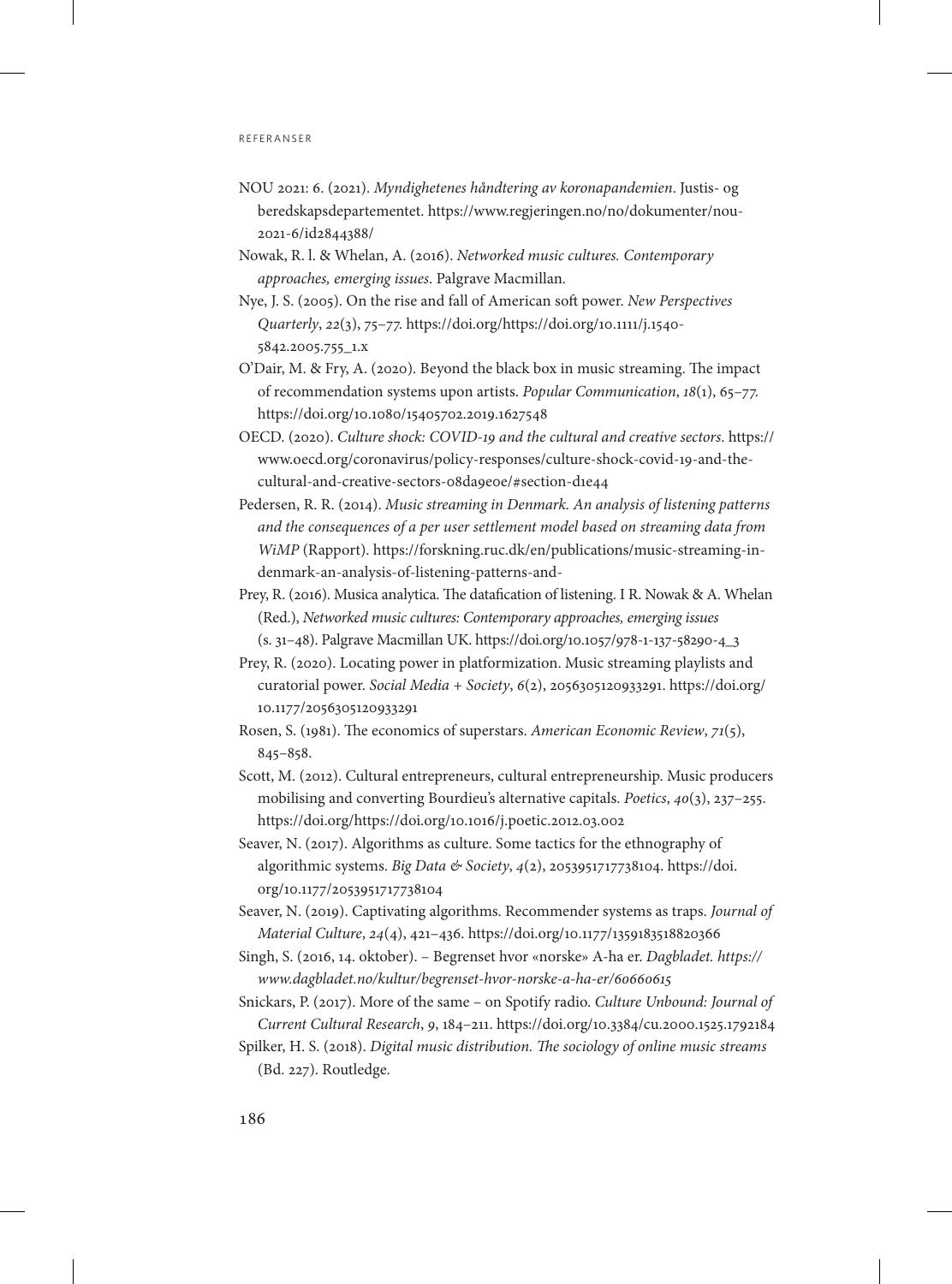NOU 2021: 6. (2021). *Myndighetenes håndtering av koronapandemien*. Justis- og beredskapsdepartementet. https://www.regjeringen.no/no/dokumenter/nou-2021-6/id2844388/

Nowak, R. l. & Whelan, A. (2016). *Networked music cultures. Contemporary approaches, emerging issues*. Palgrave Macmillan.

Nye, J. S. (2005). On the rise and fall of American soft power. *New Perspectives Quarterly*, *22*(3), 75–77. https://doi.org/https://doi.org/10.1111/j.1540-5842.2005.755_1.x

O'Dair, M. & Fry, A. (2020). Beyond the black box in music streaming. The impact of recommendation systems upon artists. *Popular Communication*, *18*(1), 65–77. https://doi.org/10.1080/15405702.2019.1627548

OECD. (2020). *Culture shock: COVID-19 and the cultural and creative sectors*. https://www.oecd.org/coronavirus/policy-responses/culture-shock-covid-19-and-the-cultural-and-creative-sectors-08da9e0e/#section-d1e44

Pedersen, R. R. (2014). *Music streaming in Denmark. An analysis of listening patterns and the consequences of a per user settlement model based on streaming data from WiMP* (Rapport). https://forskning.ruc.dk/en/publications/music-streaming-in-denmark-an-analysis-of-listening-patterns-and-

Prey, R. (2016). Musica analytica. The datafication of listening. I R. Nowak & A. Whelan (Red.), *Networked music cultures: Contemporary approaches, emerging issues* (s. 31–48). Palgrave Macmillan UK. https://doi.org/10.1057/978-1-137-58290-4_3

Prey, R. (2020). Locating power in platformization. Music streaming playlists and curatorial power. *Social Media + Society*, *6*(2), 2056305120933291. https://doi.org/10.1177/2056305120933291

Rosen, S. (1981). The economics of superstars. *American Economic Review*, *71*(5), 845–858.

Scott, M. (2012). Cultural entrepreneurs, cultural entrepreneurship. Music producers mobilising and converting Bourdieu's alternative capitals. *Poetics*, *40*(3), 237–255. https://doi.org/https://doi.org/10.1016/j.poetic.2012.03.002

Seaver, N. (2017). Algorithms as culture. Some tactics for the ethnography of algorithmic systems. *Big Data & Society*, *4*(2), 2053951717738104. https://doi.org/10.1177/2053951717738104

Seaver, N. (2019). Captivating algorithms. Recommender systems as traps. *Journal of Material Culture*, *24*(4), 421–436. https://doi.org/10.1177/1359183518820366

Singh, S. (2016, 14. oktober). – Begrenset hvor «norske» A-ha er. *Dagbladet. https://www.dagbladet.no/kultur/begrenset-hvor-norske-a-ha-er/60660615*

Snickars, P. (2017). More of the same – on Spotify radio. *Culture Unbound: Journal of Current Cultural Research*, *9*, 184–211. https://doi.org/10.3384/cu.2000.1525.1792184

Spilker, H. S. (2018). *Digital music distribution. The sociology of online music streams* (Bd. 227). Routledge.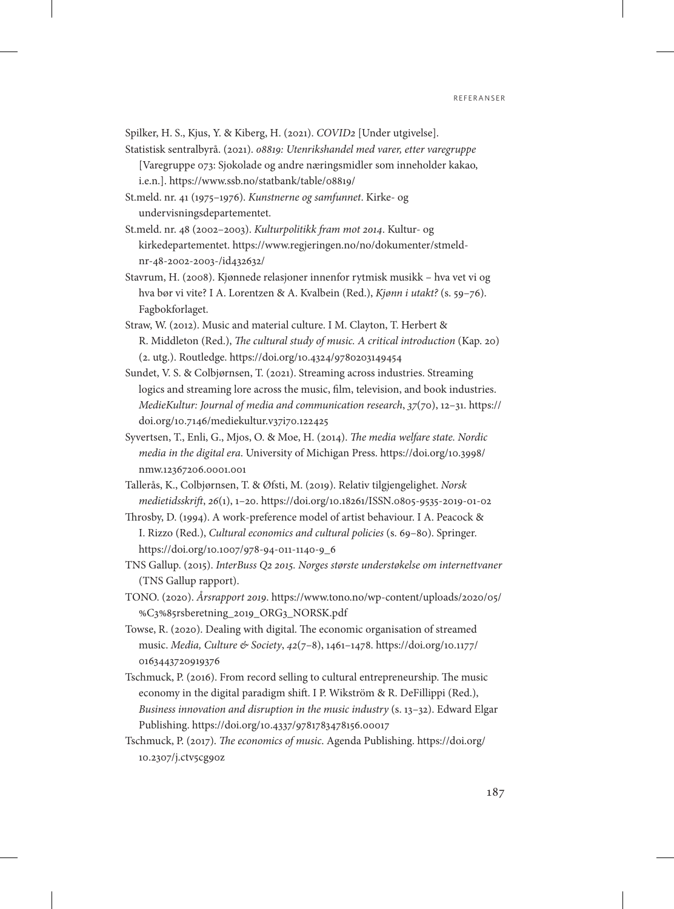Spilker, H. S., Kjus, Y. & Kiberg, H. (2021). *COVID2* [Under utgivelse].

Statistisk sentralbyrå. (2021). *08819: Utenrikshandel med varer, etter varegruppe* [Varegruppe 073: Sjokolade og andre næringsmidler som inneholder kakao, i.e.n.]. https://www.ssb.no/statbank/table/08819/

St.meld. nr. 41 (1975–1976). *Kunstnerne og samfunnet*. Kirke- og undervisningsdepartementet.

St.meld. nr. 48 (2002–2003). *Kulturpolitikk fram mot 2014*. Kultur- og kirkedepartementet. https://www.regjeringen.no/no/dokumenter/stmeld-nr-48-2002-2003-/id432632/

Stavrum, H. (2008). Kjønnede relasjoner innenfor rytmisk musikk – hva vet vi og hva bør vi vite? I A. Lorentzen & A. Kvalbein (Red.), *Kjønn i utakt?* (s. 59–76). Fagbokforlaget.

Straw, W. (2012). Music and material culture. I M. Clayton, T. Herbert & R. Middleton (Red.), *The cultural study of music. A critical introduction* (Kap. 20) (2. utg.). Routledge. https://doi.org/10.4324/9780203149454

Sundet, V. S. & Colbjørnsen, T. (2021). Streaming across industries. Streaming logics and streaming lore across the music, film, television, and book industries. *MedieKultur: Journal of media and communication research*, *37*(70), 12–31. https://doi.org/10.7146/mediekultur.v37i70.122425

Syvertsen, T., Enli, G., Mjos, O. & Moe, H. (2014). *The media welfare state. Nordic media in the digital era*. University of Michigan Press. https://doi.org/10.3998/nmw.12367206.0001.001

Tallerås, K., Colbjørnsen, T. & Øfsti, M. (2019). Relativ tilgjengelighet. *Norsk medietidsskrift*, *26*(1), 1–20. https://doi.org/10.18261/ISSN.0805-9535-2019-01-02

Throsby, D. (1994). A work-preference model of artist behaviour. I A. Peacock & I. Rizzo (Red.), *Cultural economics and cultural policies* (s. 69–80). Springer. https://doi.org/10.1007/978-94-011-1140-9_6

TNS Gallup. (2015). *InterBuss Q2 2015. Norges største understøkelse om internettvaner* (TNS Gallup rapport).

TONO. (2020). *Årsrapport 2019*. https://www.tono.no/wp-content/uploads/2020/05/%C3%85rsberetning_2019_ORG3_NORSK.pdf

Towse, R. (2020). Dealing with digital. The economic organisation of streamed music. *Media, Culture & Society*, *42*(7–8), 1461–1478. https://doi.org/10.1177/0163443720919376

Tschmuck, P. (2016). From record selling to cultural entrepreneurship. The music economy in the digital paradigm shift. I P. Wikström & R. DeFillippi (Red.), *Business innovation and disruption in the music industry* (s. 13–32). Edward Elgar Publishing. https://doi.org/10.4337/9781783478156.00017

Tschmuck, P. (2017). *The economics of music*. Agenda Publishing. https://doi.org/10.2307/j.ctv5cg90z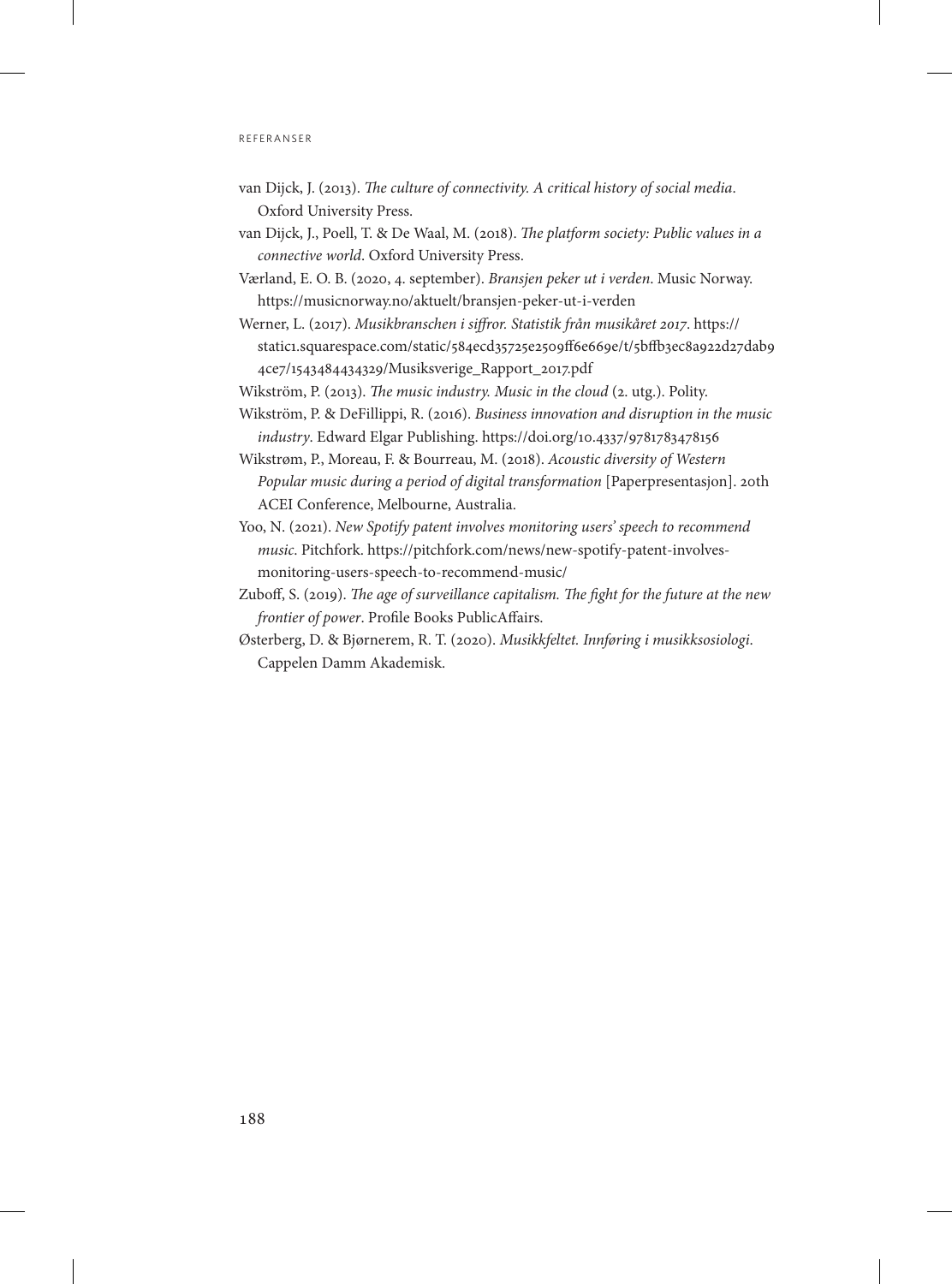van Dijck, J. (2013). *The culture of connectivity. A critical history of social media*. Oxford University Press.

van Dijck, J., Poell, T. & De Waal, M. (2018). *The platform society: Public values in a connective world*. Oxford University Press.

Værland, E. O. B. (2020, 4. september). *Bransjen peker ut i verden*. Music Norway. https://musicnorway.no/aktuelt/bransjen-peker-ut-i-verden

Werner, L. (2017). *Musikbranschen i siffror. Statistik från musikåret 2017*. https://static1.squarespace.com/static/584ecd35725e2509ff6e669e/t/5bffb3ec8a922d27dab94ce7/1543484434329/Musiksverige_Rapport_2017.pdf

Wikström, P. (2013). *The music industry. Music in the cloud* (2. utg.). Polity.

Wikström, P. & DeFillippi, R. (2016). *Business innovation and disruption in the music industry*. Edward Elgar Publishing. https://doi.org/10.4337/9781783478156

Wikstrøm, P., Moreau, F. & Bourreau, M. (2018). *Acoustic diversity of Western Popular music during a period of digital transformation* [Paperpresentasjon]. 20th ACEI Conference, Melbourne, Australia.

Yoo, N. (2021). *New Spotify patent involves monitoring users' speech to recommend music*. Pitchfork. https://pitchfork.com/news/new-spotify-patent-involves-monitoring-users-speech-to-recommend-music/

Zuboff, S. (2019). *The age of surveillance capitalism. The fight for the future at the new frontier of power*. Profile Books PublicAffairs.

Østerberg, D. & Bjørnerem, R. T. (2020). *Musikkfeltet. Innføring i musikksosiologi*. Cappelen Damm Akademisk.